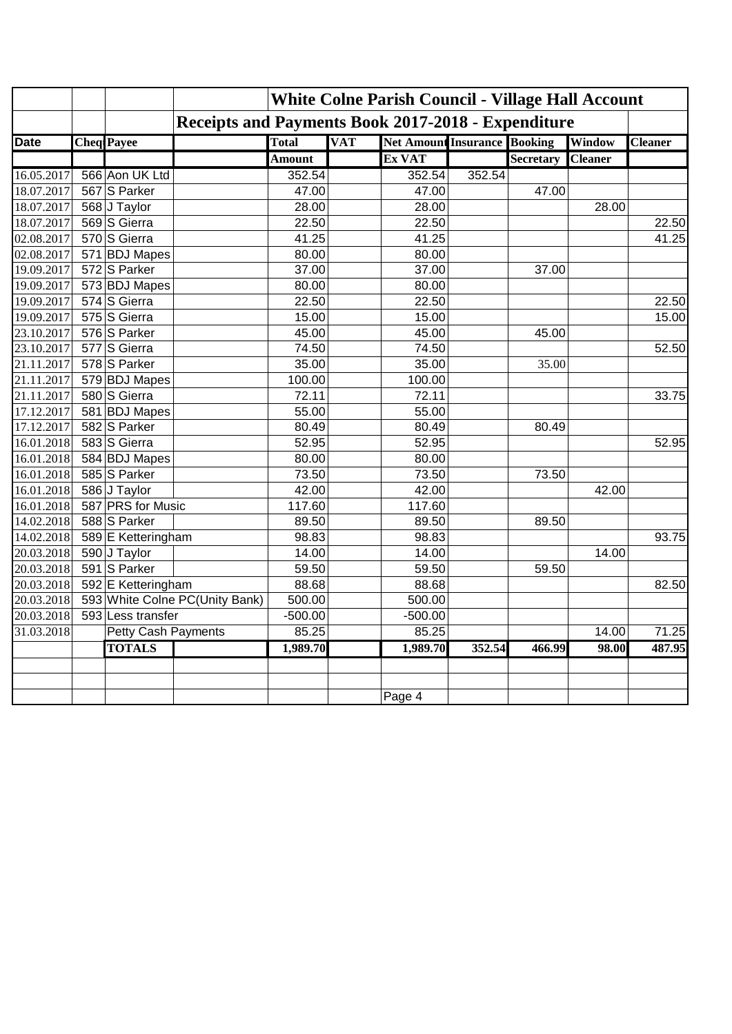| Date | Cheq | Payee | | Total Amount | VAT | Net Amount Ex VAT | Insurance | Booking Secretary | Window Cleaner | Cleaner |
|---|---|---|---|---|---|---|---|---|---|---|
| | | | | **White Colne Parish Council - Village Hall Account** | | | | | | |
| | | | **Receipts and Payments Book 2017-2018 - Expenditure** | | | | | | | |
| 16.05.2017 | 566 | Aon UK Ltd | | 352.54 | | 352.54 | 352.54 | | | |
| 18.07.2017 | 567 | S Parker | | 47.00 | | 47.00 | | 47.00 | | |
| 18.07.2017 | 568 | J Taylor | | 28.00 | | 28.00 | | | 28.00 | |
| 18.07.2017 | 569 | S Gierra | | 22.50 | | 22.50 | | | | 22.50 |
| 02.08.2017 | 570 | S Gierra | | 41.25 | | 41.25 | | | | 41.25 |
| 02.08.2017 | 571 | BDJ Mapes | | 80.00 | | 80.00 | | | | |
| 19.09.2017 | 572 | S Parker | | 37.00 | | 37.00 | | 37.00 | | |
| 19.09.2017 | 573 | BDJ Mapes | | 80.00 | | 80.00 | | | | |
| 19.09.2017 | 574 | S Gierra | | 22.50 | | 22.50 | | | | 22.50 |
| 19.09.2017 | 575 | S Gierra | | 15.00 | | 15.00 | | | | 15.00 |
| 23.10.2017 | 576 | S Parker | | 45.00 | | 45.00 | | 45.00 | | |
| 23.10.2017 | 577 | S Gierra | | 74.50 | | 74.50 | | | | 52.50 |
| 21.11.2017 | 578 | S Parker | | 35.00 | | 35.00 | | 35.00 | | |
| 21.11.2017 | 579 | BDJ Mapes | | 100.00 | | 100.00 | | | | |
| 21.11.2017 | 580 | S Gierra | | 72.11 | | 72.11 | | | | 33.75 |
| 17.12.2017 | 581 | BDJ Mapes | | 55.00 | | 55.00 | | | | |
| 17.12.2017 | 582 | S Parker | | 80.49 | | 80.49 | | 80.49 | | |
| 16.01.2018 | 583 | S Gierra | | 52.95 | | 52.95 | | | | 52.95 |
| 16.01.2018 | 584 | BDJ Mapes | | 80.00 | | 80.00 | | | | |
| 16.01.2018 | 585 | S Parker | | 73.50 | | 73.50 | | 73.50 | | |
| 16.01.2018 | 586 | J Taylor | | 42.00 | | 42.00 | | | 42.00 | |
| 16.01.2018 | 587 | PRS for Music | | 117.60 | | 117.60 | | | | |
| 14.02.2018 | 588 | S Parker | | 89.50 | | 89.50 | | 89.50 | | |
| 14.02.2018 | 589 | E Ketteringham | | 98.83 | | 98.83 | | | | 93.75 |
| 20.03.2018 | 590 | J Taylor | | 14.00 | | 14.00 | | | 14.00 | |
| 20.03.2018 | 591 | S Parker | | 59.50 | | 59.50 | | 59.50 | | |
| 20.03.2018 | 592 | E Ketteringham | | 88.68 | | 88.68 | | | | 82.50 |
| 20.03.2018 | 593 | White Colne PC(Unity Bank) | | 500.00 | | 500.00 | | | | |
| 20.03.2018 | 593 | Less transfer | | -500.00 | | -500.00 | | | | |
| 31.03.2018 | | Petty Cash Payments | | 85.25 | | 85.25 | | | 14.00 | 71.25 |
| | | **TOTALS** | | **1,989.70** | | **1,989.70** | **352.54** | **466.99** | **98.00** | **487.95** |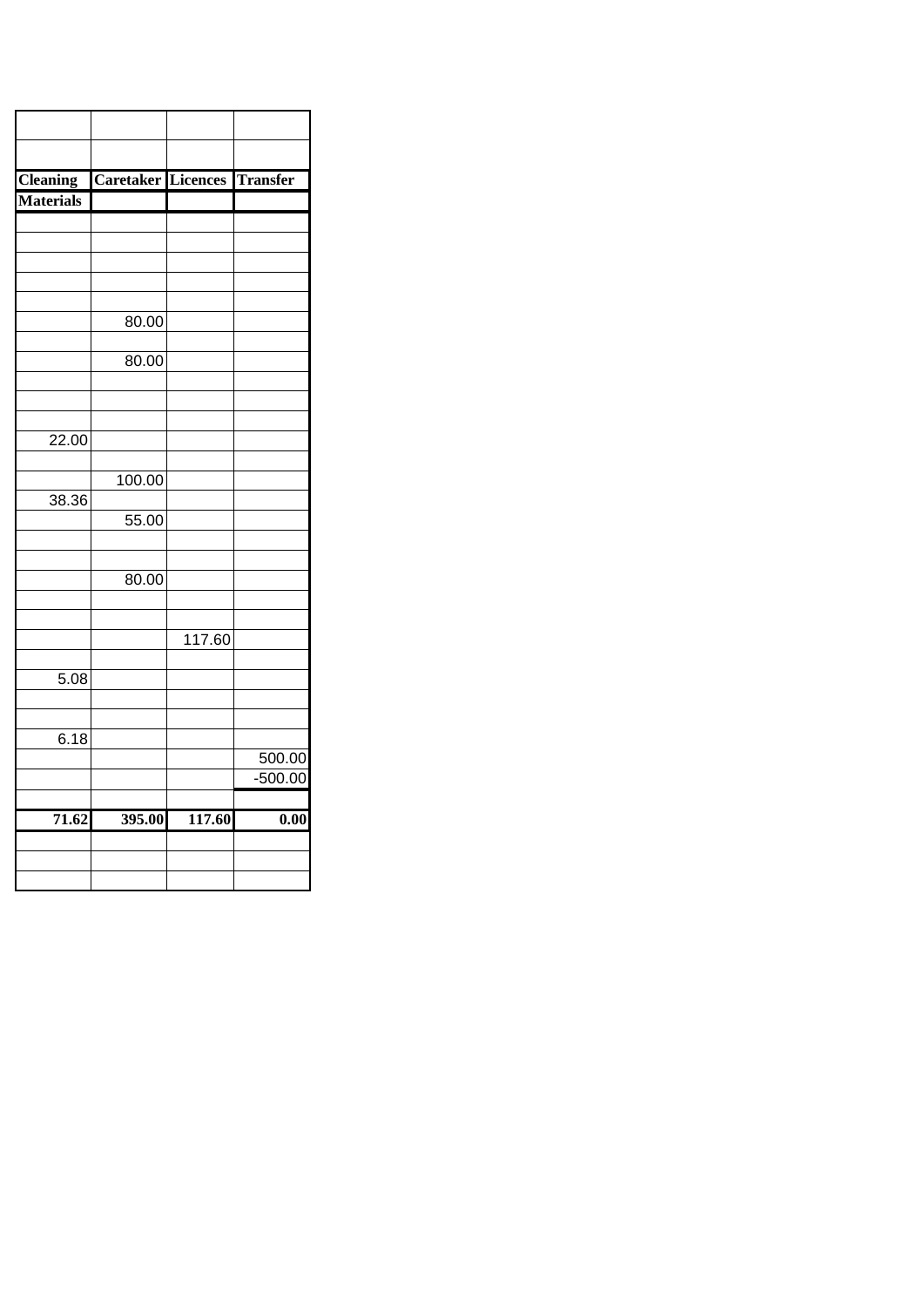| | | | |
|---|---|---|---|
| | | | |
| | | | |
| **Cleaning Materials** | **Caretaker** | **Licences** | **Transfer** |
| | | | |
| | | | |
| | | | |
| | | | |
| | | | |
| | 80.00 | | |
| | | | |
| | 80.00 | | |
| | | | |
| | | | |
| | | | |
| 22.00 | | | |
| | | | |
| | 100.00 | | |
| 38.36 | | | |
| | 55.00 | | |
| | | | |
| | | | |
| | 80.00 | | |
| | | | |
| | | | |
| | | 117.60 | |
| | | | |
| 5.08 | | | |
| | | | |
| | | | |
| 6.18 | | | |
| | | | 500.00 |
| | | | -500.00 |
| | | | |
| **71.62** | **395.00** | **117.60** | **0.00** |
| | | | |
| | | | |
| | | | |